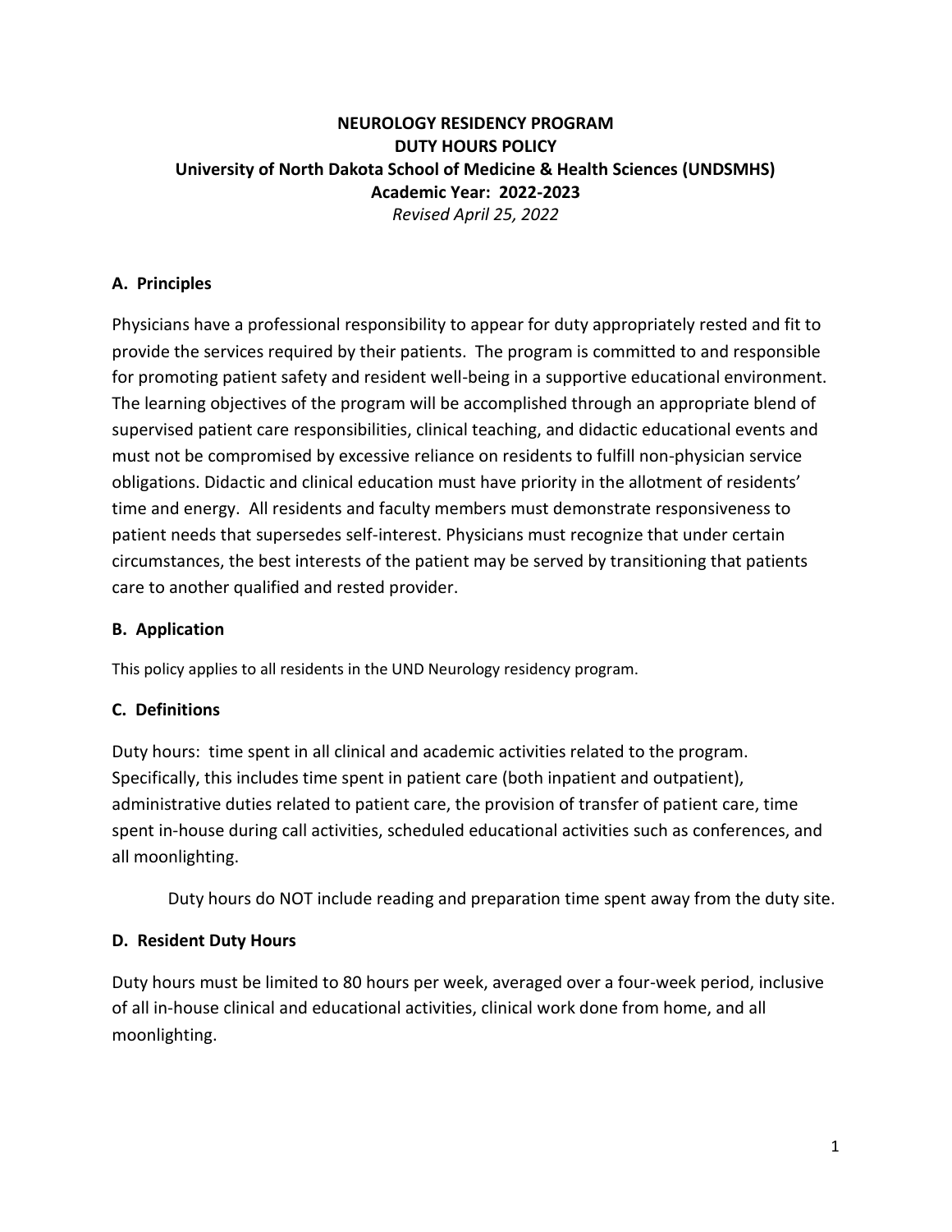# NEUROLOGY RESIDENCY PROGRAM
# DUTY HOURS POLICY
# University of North Dakota School of Medicine & Health Sciences (UNDSMHS)
# Academic Year: 2022-2023

*Revised April 25, 2022*

## A. Principles

Physicians have a professional responsibility to appear for duty appropriately rested and fit to provide the services required by their patients. The program is committed to and responsible for promoting patient safety and resident well-being in a supportive educational environment. The learning objectives of the program will be accomplished through an appropriate blend of supervised patient care responsibilities, clinical teaching, and didactic educational events and must not be compromised by excessive reliance on residents to fulfill non-physician service obligations. Didactic and clinical education must have priority in the allotment of residents' time and energy. All residents and faculty members must demonstrate responsiveness to patient needs that supersedes self-interest. Physicians must recognize that under certain circumstances, the best interests of the patient may be served by transitioning that patients care to another qualified and rested provider.

## B. Application

This policy applies to all residents in the UND Neurology residency program.

## C. Definitions

Duty hours: time spent in all clinical and academic activities related to the program. Specifically, this includes time spent in patient care (both inpatient and outpatient), administrative duties related to patient care, the provision of transfer of patient care, time spent in-house during call activities, scheduled educational activities such as conferences, and all moonlighting.

Duty hours do NOT include reading and preparation time spent away from the duty site.

## D. Resident Duty Hours

Duty hours must be limited to 80 hours per week, averaged over a four-week period, inclusive of all in-house clinical and educational activities, clinical work done from home, and all moonlighting.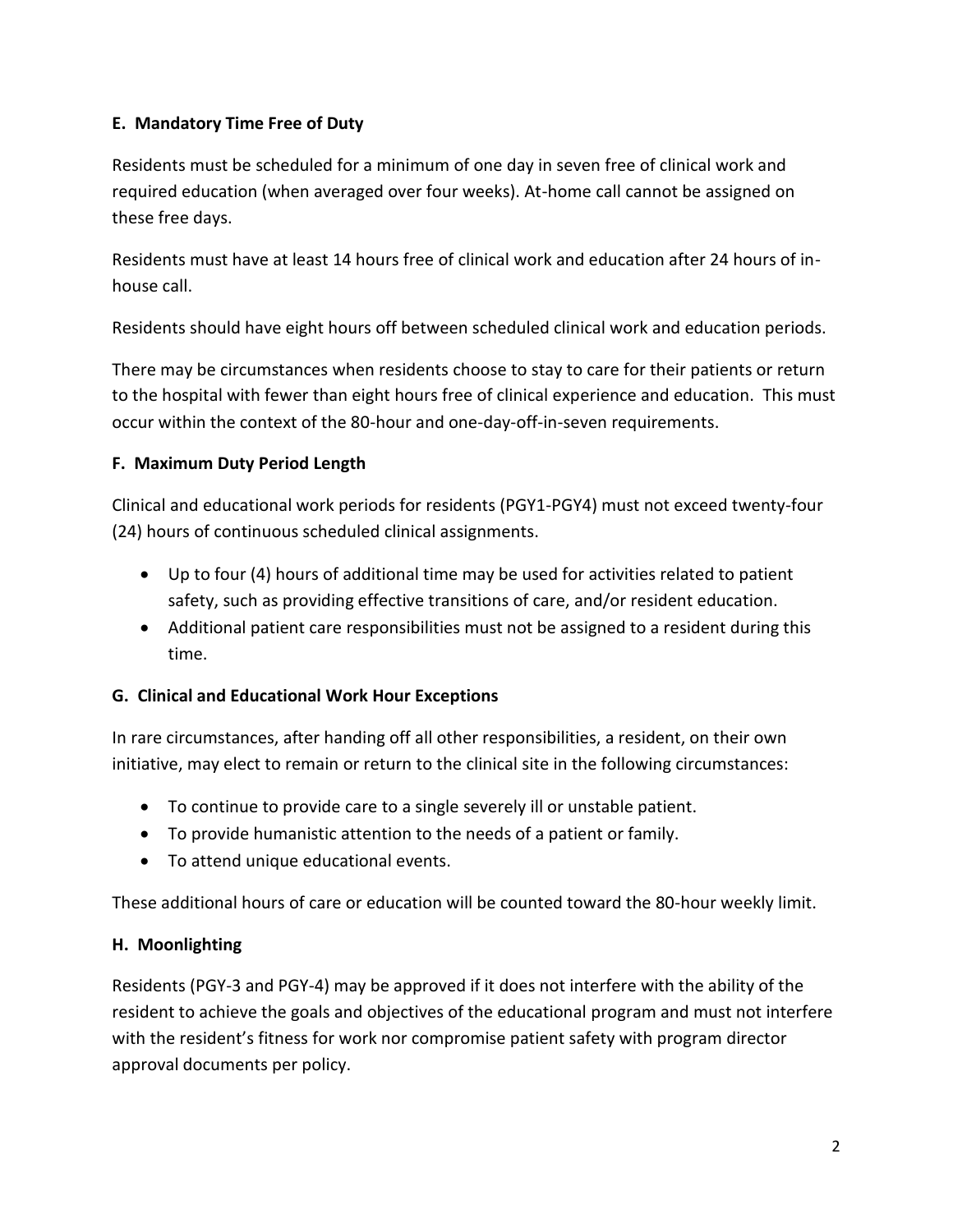### E. Mandatory Time Free of Duty

Residents must be scheduled for a minimum of one day in seven free of clinical work and required education (when averaged over four weeks). At-home call cannot be assigned on these free days.

Residents must have at least 14 hours free of clinical work and education after 24 hours of in-house call.

Residents should have eight hours off between scheduled clinical work and education periods.

There may be circumstances when residents choose to stay to care for their patients or return to the hospital with fewer than eight hours free of clinical experience and education. This must occur within the context of the 80-hour and one-day-off-in-seven requirements.

### F. Maximum Duty Period Length

Clinical and educational work periods for residents (PGY1-PGY4) must not exceed twenty-four (24) hours of continuous scheduled clinical assignments.

- Up to four (4) hours of additional time may be used for activities related to patient safety, such as providing effective transitions of care, and/or resident education.
- Additional patient care responsibilities must not be assigned to a resident during this time.

### G. Clinical and Educational Work Hour Exceptions

In rare circumstances, after handing off all other responsibilities, a resident, on their own initiative, may elect to remain or return to the clinical site in the following circumstances:

- To continue to provide care to a single severely ill or unstable patient.
- To provide humanistic attention to the needs of a patient or family.
- To attend unique educational events.

These additional hours of care or education will be counted toward the 80-hour weekly limit.

### H. Moonlighting

Residents (PGY-3 and PGY-4) may be approved if it does not interfere with the ability of the resident to achieve the goals and objectives of the educational program and must not interfere with the resident's fitness for work nor compromise patient safety with program director approval documents per policy.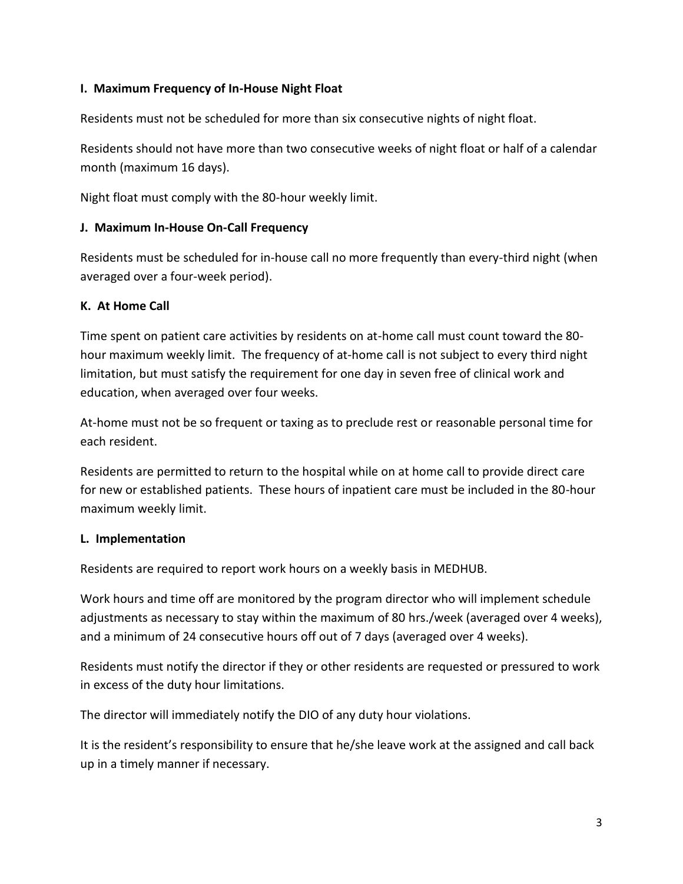### I. Maximum Frequency of In-House Night Float

Residents must not be scheduled for more than six consecutive nights of night float.

Residents should not have more than two consecutive weeks of night float or half of a calendar month (maximum 16 days).

Night float must comply with the 80-hour weekly limit.

### J. Maximum In-House On-Call Frequency

Residents must be scheduled for in-house call no more frequently than every-third night (when averaged over a four-week period).

### K. At Home Call

Time spent on patient care activities by residents on at-home call must count toward the 80-hour maximum weekly limit. The frequency of at-home call is not subject to every third night limitation, but must satisfy the requirement for one day in seven free of clinical work and education, when averaged over four weeks.

At-home must not be so frequent or taxing as to preclude rest or reasonable personal time for each resident.

Residents are permitted to return to the hospital while on at home call to provide direct care for new or established patients. These hours of inpatient care must be included in the 80-hour maximum weekly limit.

### L. Implementation

Residents are required to report work hours on a weekly basis in MEDHUB.

Work hours and time off are monitored by the program director who will implement schedule adjustments as necessary to stay within the maximum of 80 hrs./week (averaged over 4 weeks), and a minimum of 24 consecutive hours off out of 7 days (averaged over 4 weeks).

Residents must notify the director if they or other residents are requested or pressured to work in excess of the duty hour limitations.

The director will immediately notify the DIO of any duty hour violations.

It is the resident's responsibility to ensure that he/she leave work at the assigned and call back up in a timely manner if necessary.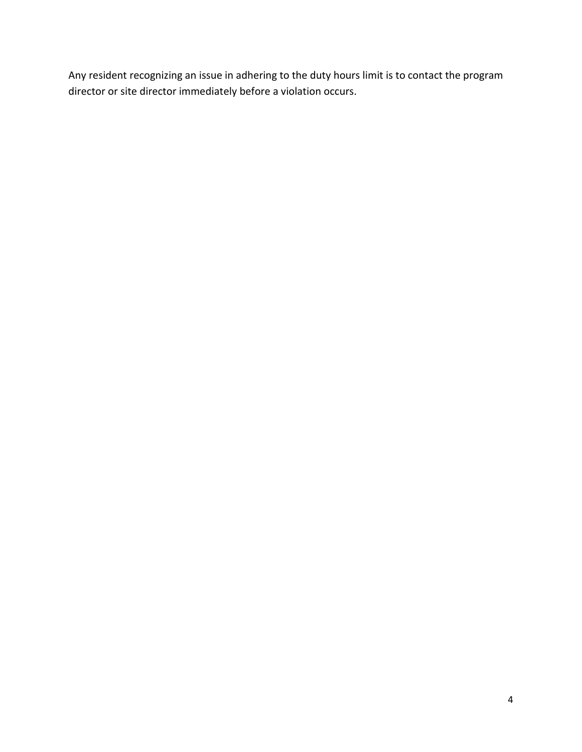Any resident recognizing an issue in adhering to the duty hours limit is to contact the program director or site director immediately before a violation occurs.